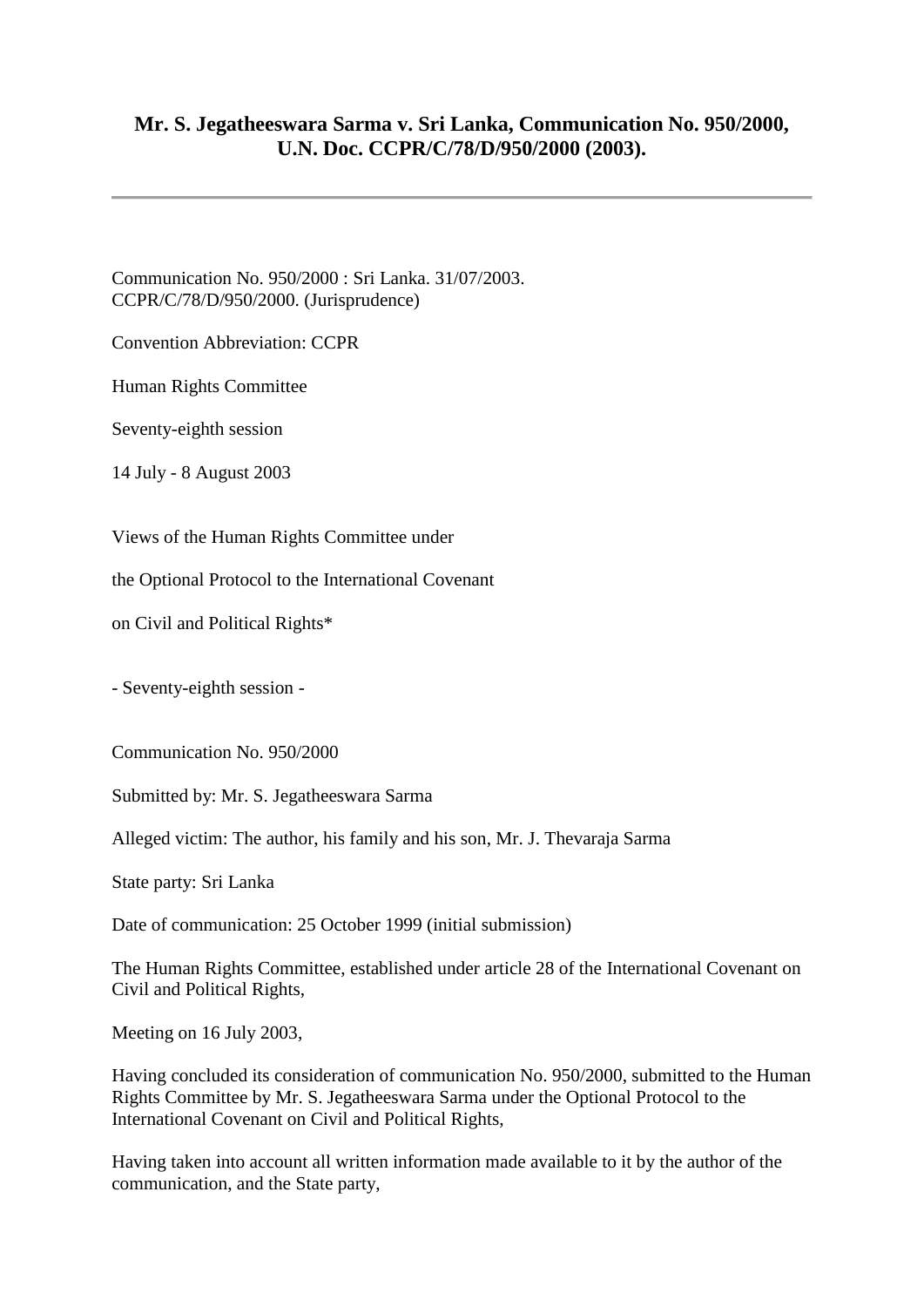## Mr. S. Jegatheeswara Sarma v. Sri Lanka, Communication No. 950/2000, U.N. Doc. CCPR/C/78/D/950/2000 (2003).

---

Communication No. 950/2000 : Sri Lanka. 31/07/2003.
CCPR/C/78/D/950/2000. (Jurisprudence)

Convention Abbreviation: CCPR

Human Rights Committee

Seventy-eighth session

14 July - 8 August 2003

Views of the Human Rights Committee under

the Optional Protocol to the International Covenant

on Civil and Political Rights*

- Seventy-eighth session -

Communication No. 950/2000

Submitted by: Mr. S. Jegatheeswara Sarma

Alleged victim: The author, his family and his son, Mr. J. Thevaraja Sarma

State party: Sri Lanka

Date of communication: 25 October 1999 (initial submission)

The Human Rights Committee, established under article 28 of the International Covenant on Civil and Political Rights,

Meeting on 16 July 2003,

Having concluded its consideration of communication No. 950/2000, submitted to the Human Rights Committee by Mr. S. Jegatheeswara Sarma under the Optional Protocol to the International Covenant on Civil and Political Rights,

Having taken into account all written information made available to it by the author of the communication, and the State party,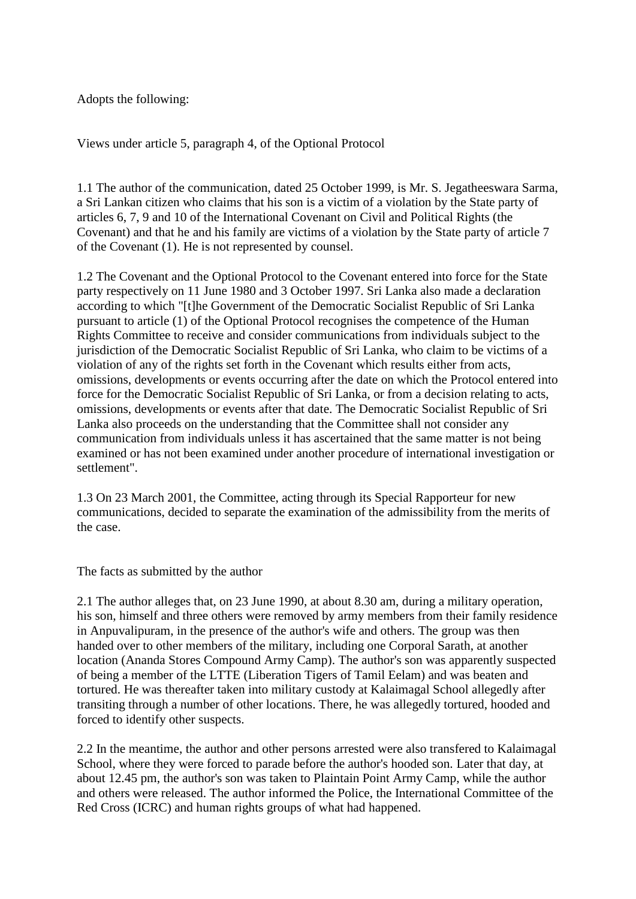Adopts the following:

Views under article 5, paragraph 4, of the Optional Protocol

1.1 The author of the communication, dated 25 October 1999, is Mr. S. Jegatheeswara Sarma, a Sri Lankan citizen who claims that his son is a victim of a violation by the State party of articles 6, 7, 9 and 10 of the International Covenant on Civil and Political Rights (the Covenant) and that he and his family are victims of a violation by the State party of article 7 of the Covenant (1). He is not represented by counsel.

1.2 The Covenant and the Optional Protocol to the Covenant entered into force for the State party respectively on 11 June 1980 and 3 October 1997. Sri Lanka also made a declaration according to which "[t]he Government of the Democratic Socialist Republic of Sri Lanka pursuant to article (1) of the Optional Protocol recognises the competence of the Human Rights Committee to receive and consider communications from individuals subject to the jurisdiction of the Democratic Socialist Republic of Sri Lanka, who claim to be victims of a violation of any of the rights set forth in the Covenant which results either from acts, omissions, developments or events occurring after the date on which the Protocol entered into force for the Democratic Socialist Republic of Sri Lanka, or from a decision relating to acts, omissions, developments or events after that date. The Democratic Socialist Republic of Sri Lanka also proceeds on the understanding that the Committee shall not consider any communication from individuals unless it has ascertained that the same matter is not being examined or has not been examined under another procedure of international investigation or settlement".

1.3 On 23 March 2001, the Committee, acting through its Special Rapporteur for new communications, decided to separate the examination of the admissibility from the merits of the case.

The facts as submitted by the author

2.1 The author alleges that, on 23 June 1990, at about 8.30 am, during a military operation, his son, himself and three others were removed by army members from their family residence in Anpuvalipuram, in the presence of the author's wife and others. The group was then handed over to other members of the military, including one Corporal Sarath, at another location (Ananda Stores Compound Army Camp). The author's son was apparently suspected of being a member of the LTTE (Liberation Tigers of Tamil Eelam) and was beaten and tortured. He was thereafter taken into military custody at Kalaimagal School allegedly after transiting through a number of other locations. There, he was allegedly tortured, hooded and forced to identify other suspects.

2.2 In the meantime, the author and other persons arrested were also transfered to Kalaimagal School, where they were forced to parade before the author's hooded son. Later that day, at about 12.45 pm, the author's son was taken to Plaintain Point Army Camp, while the author and others were released. The author informed the Police, the International Committee of the Red Cross (ICRC) and human rights groups of what had happened.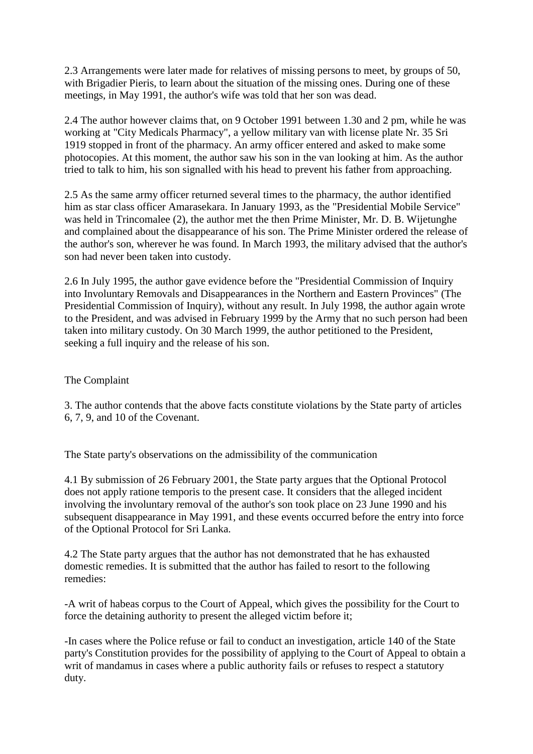2.3 Arrangements were later made for relatives of missing persons to meet, by groups of 50, with Brigadier Pieris, to learn about the situation of the missing ones. During one of these meetings, in May 1991, the author's wife was told that her son was dead.

2.4 The author however claims that, on 9 October 1991 between 1.30 and 2 pm, while he was working at "City Medicals Pharmacy", a yellow military van with license plate Nr. 35 Sri 1919 stopped in front of the pharmacy. An army officer entered and asked to make some photocopies. At this moment, the author saw his son in the van looking at him. As the author tried to talk to him, his son signalled with his head to prevent his father from approaching.

2.5 As the same army officer returned several times to the pharmacy, the author identified him as star class officer Amarasekara. In January 1993, as the "Presidential Mobile Service" was held in Trincomalee (2), the author met the then Prime Minister, Mr. D. B. Wijetunghe and complained about the disappearance of his son. The Prime Minister ordered the release of the author's son, wherever he was found. In March 1993, the military advised that the author's son had never been taken into custody.

2.6 In July 1995, the author gave evidence before the "Presidential Commission of Inquiry into Involuntary Removals and Disappearances in the Northern and Eastern Provinces" (The Presidential Commission of Inquiry), without any result. In July 1998, the author again wrote to the President, and was advised in February 1999 by the Army that no such person had been taken into military custody. On 30 March 1999, the author petitioned to the President, seeking a full inquiry and the release of his son.

The Complaint

3. The author contends that the above facts constitute violations by the State party of articles 6, 7, 9, and 10 of the Covenant.

The State party's observations on the admissibility of the communication

4.1 By submission of 26 February 2001, the State party argues that the Optional Protocol does not apply ratione temporis to the present case. It considers that the alleged incident involving the involuntary removal of the author's son took place on 23 June 1990 and his subsequent disappearance in May 1991, and these events occurred before the entry into force of the Optional Protocol for Sri Lanka.

4.2 The State party argues that the author has not demonstrated that he has exhausted domestic remedies. It is submitted that the author has failed to resort to the following remedies:

-A writ of habeas corpus to the Court of Appeal, which gives the possibility for the Court to force the detaining authority to present the alleged victim before it;

-In cases where the Police refuse or fail to conduct an investigation, article 140 of the State party's Constitution provides for the possibility of applying to the Court of Appeal to obtain a writ of mandamus in cases where a public authority fails or refuses to respect a statutory duty.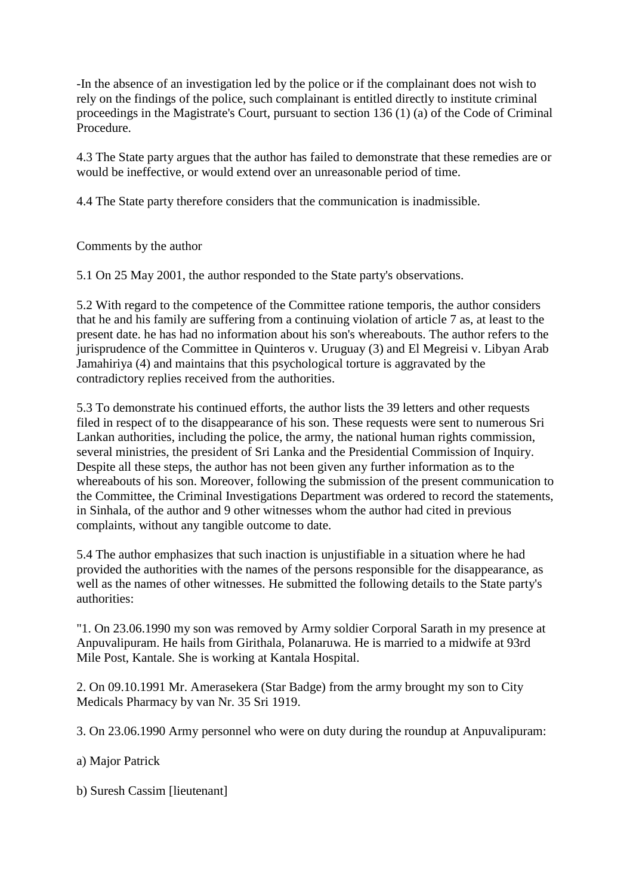-In the absence of an investigation led by the police or if the complainant does not wish to rely on the findings of the police, such complainant is entitled directly to institute criminal proceedings in the Magistrate's Court, pursuant to section 136 (1) (a) of the Code of Criminal Procedure.

4.3 The State party argues that the author has failed to demonstrate that these remedies are or would be ineffective, or would extend over an unreasonable period of time.

4.4 The State party therefore considers that the communication is inadmissible.

Comments by the author

5.1 On 25 May 2001, the author responded to the State party's observations.

5.2 With regard to the competence of the Committee ratione temporis, the author considers that he and his family are suffering from a continuing violation of article 7 as, at least to the present date. he has had no information about his son's whereabouts. The author refers to the jurisprudence of the Committee in Quinteros v. Uruguay (3) and El Megreisi v. Libyan Arab Jamahiriya (4) and maintains that this psychological torture is aggravated by the contradictory replies received from the authorities.

5.3 To demonstrate his continued efforts, the author lists the 39 letters and other requests filed in respect of to the disappearance of his son. These requests were sent to numerous Sri Lankan authorities, including the police, the army, the national human rights commission, several ministries, the president of Sri Lanka and the Presidential Commission of Inquiry. Despite all these steps, the author has not been given any further information as to the whereabouts of his son. Moreover, following the submission of the present communication to the Committee, the Criminal Investigations Department was ordered to record the statements, in Sinhala, of the author and 9 other witnesses whom the author had cited in previous complaints, without any tangible outcome to date.

5.4 The author emphasizes that such inaction is unjustifiable in a situation where he had provided the authorities with the names of the persons responsible for the disappearance, as well as the names of other witnesses. He submitted the following details to the State party's authorities:

"1. On 23.06.1990 my son was removed by Army soldier Corporal Sarath in my presence at Anpuvalipuram. He hails from Girithala, Polanaruwa. He is married to a midwife at 93rd Mile Post, Kantale. She is working at Kantala Hospital.

2. On 09.10.1991 Mr. Amerasekera (Star Badge) from the army brought my son to City Medicals Pharmacy by van Nr. 35 Sri 1919.

3. On 23.06.1990 Army personnel who were on duty during the roundup at Anpuvalipuram:

a) Major Patrick

b) Suresh Cassim [lieutenant]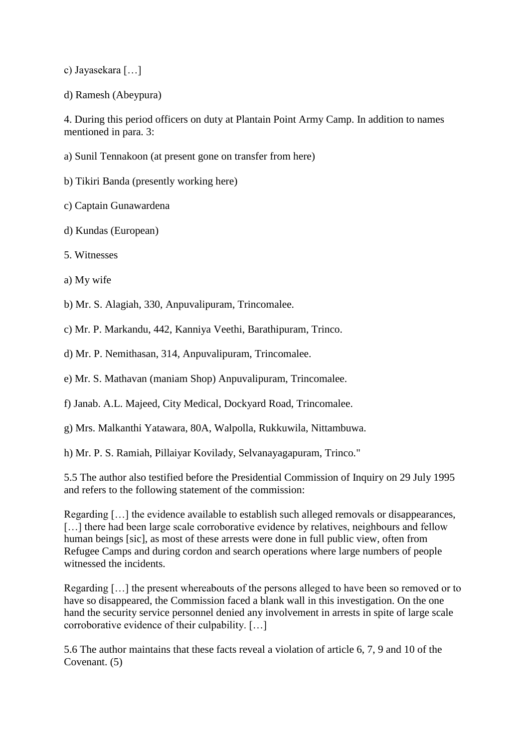c) Jayasekara […]

d) Ramesh (Abeypura)

4. During this period officers on duty at Plantain Point Army Camp. In addition to names mentioned in para. 3:

a) Sunil Tennakoon (at present gone on transfer from here)

b) Tikiri Banda (presently working here)

c) Captain Gunawardena

d) Kundas (European)

5. Witnesses

a) My wife

b) Mr. S. Alagiah, 330, Anpuvalipuram, Trincomalee.

c) Mr. P. Markandu, 442, Kanniya Veethi, Barathipuram, Trinco.

d) Mr. P. Nemithasan, 314, Anpuvalipuram, Trincomalee.

e) Mr. S. Mathavan (maniam Shop) Anpuvalipuram, Trincomalee.

f) Janab. A.L. Majeed, City Medical, Dockyard Road, Trincomalee.

g) Mrs. Malkanthi Yatawara, 80A, Walpolla, Rukkuwila, Nittambuwa.

h) Mr. P. S. Ramiah, Pillaiyar Kovilady, Selvanayagapuram, Trinco."

5.5 The author also testified before the Presidential Commission of Inquiry on 29 July 1995 and refers to the following statement of the commission:

Regarding […] the evidence available to establish such alleged removals or disappearances, […] there had been large scale corroborative evidence by relatives, neighbours and fellow human beings [sic], as most of these arrests were done in full public view, often from Refugee Camps and during cordon and search operations where large numbers of people witnessed the incidents.

Regarding […] the present whereabouts of the persons alleged to have been so removed or to have so disappeared, the Commission faced a blank wall in this investigation. On the one hand the security service personnel denied any involvement in arrests in spite of large scale corroborative evidence of their culpability. […]

5.6 The author maintains that these facts reveal a violation of article 6, 7, 9 and 10 of the Covenant. (5)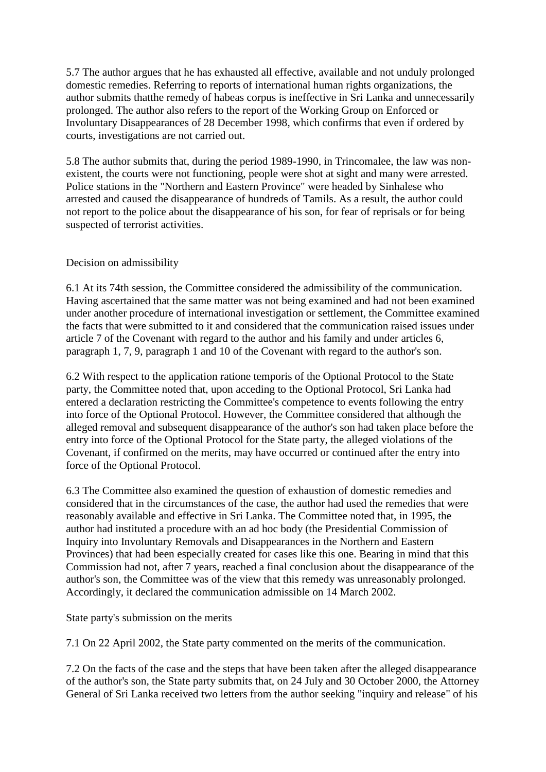5.7 The author argues that he has exhausted all effective, available and not unduly prolonged domestic remedies. Referring to reports of international human rights organizations, the author submits thatthe remedy of habeas corpus is ineffective in Sri Lanka and unnecessarily prolonged. The author also refers to the report of the Working Group on Enforced or Involuntary Disappearances of 28 December 1998, which confirms that even if ordered by courts, investigations are not carried out.

5.8 The author submits that, during the period 1989-1990, in Trincomalee, the law was non-existent, the courts were not functioning, people were shot at sight and many were arrested. Police stations in the "Northern and Eastern Province" were headed by Sinhalese who arrested and caused the disappearance of hundreds of Tamils. As a result, the author could not report to the police about the disappearance of his son, for fear of reprisals or for being suspected of terrorist activities.

Decision on admissibility

6.1 At its 74th session, the Committee considered the admissibility of the communication. Having ascertained that the same matter was not being examined and had not been examined under another procedure of international investigation or settlement, the Committee examined the facts that were submitted to it and considered that the communication raised issues under article 7 of the Covenant with regard to the author and his family and under articles 6, paragraph 1, 7, 9, paragraph 1 and 10 of the Covenant with regard to the author's son.

6.2 With respect to the application ratione temporis of the Optional Protocol to the State party, the Committee noted that, upon acceding to the Optional Protocol, Sri Lanka had entered a declaration restricting the Committee's competence to events following the entry into force of the Optional Protocol. However, the Committee considered that although the alleged removal and subsequent disappearance of the author's son had taken place before the entry into force of the Optional Protocol for the State party, the alleged violations of the Covenant, if confirmed on the merits, may have occurred or continued after the entry into force of the Optional Protocol.

6.3 The Committee also examined the question of exhaustion of domestic remedies and considered that in the circumstances of the case, the author had used the remedies that were reasonably available and effective in Sri Lanka. The Committee noted that, in 1995, the author had instituted a procedure with an ad hoc body (the Presidential Commission of Inquiry into Involuntary Removals and Disappearances in the Northern and Eastern Provinces) that had been especially created for cases like this one. Bearing in mind that this Commission had not, after 7 years, reached a final conclusion about the disappearance of the author's son, the Committee was of the view that this remedy was unreasonably prolonged. Accordingly, it declared the communication admissible on 14 March 2002.

State party's submission on the merits

7.1 On 22 April 2002, the State party commented on the merits of the communication.

7.2 On the facts of the case and the steps that have been taken after the alleged disappearance of the author's son, the State party submits that, on 24 July and 30 October 2000, the Attorney General of Sri Lanka received two letters from the author seeking "inquiry and release" of his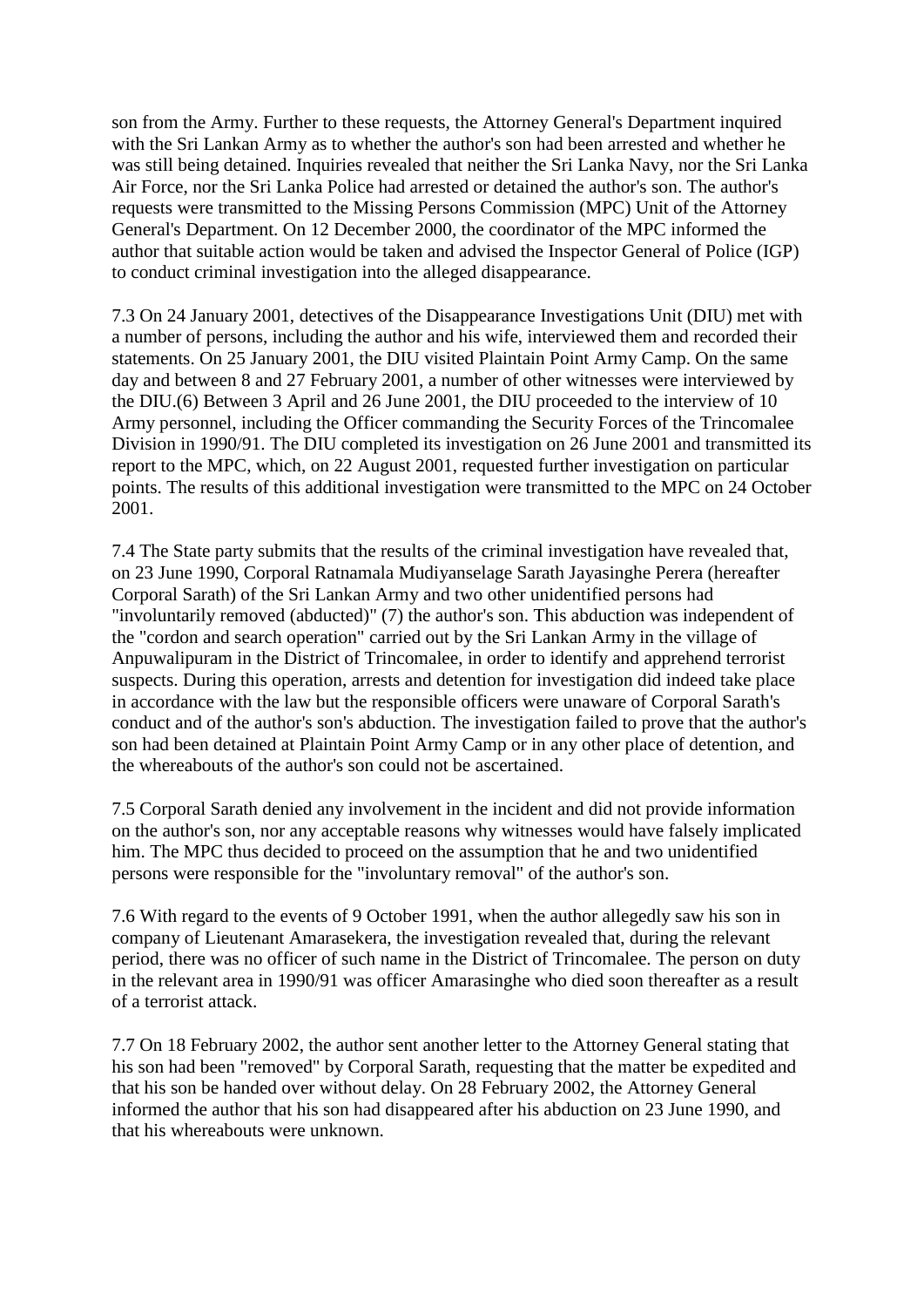son from the Army. Further to these requests, the Attorney General's Department inquired with the Sri Lankan Army as to whether the author's son had been arrested and whether he was still being detained. Inquiries revealed that neither the Sri Lanka Navy, nor the Sri Lanka Air Force, nor the Sri Lanka Police had arrested or detained the author's son. The author's requests were transmitted to the Missing Persons Commission (MPC) Unit of the Attorney General's Department. On 12 December 2000, the coordinator of the MPC informed the author that suitable action would be taken and advised the Inspector General of Police (IGP) to conduct criminal investigation into the alleged disappearance.

7.3 On 24 January 2001, detectives of the Disappearance Investigations Unit (DIU) met with a number of persons, including the author and his wife, interviewed them and recorded their statements. On 25 January 2001, the DIU visited Plaintain Point Army Camp. On the same day and between 8 and 27 February 2001, a number of other witnesses were interviewed by the DIU.(6) Between 3 April and 26 June 2001, the DIU proceeded to the interview of 10 Army personnel, including the Officer commanding the Security Forces of the Trincomalee Division in 1990/91. The DIU completed its investigation on 26 June 2001 and transmitted its report to the MPC, which, on 22 August 2001, requested further investigation on particular points. The results of this additional investigation were transmitted to the MPC on 24 October 2001.

7.4 The State party submits that the results of the criminal investigation have revealed that, on 23 June 1990, Corporal Ratnamala Mudiyanselage Sarath Jayasinghe Perera (hereafter Corporal Sarath) of the Sri Lankan Army and two other unidentified persons had "involuntarily removed (abducted)" (7) the author's son. This abduction was independent of the "cordon and search operation" carried out by the Sri Lankan Army in the village of Anpuwalipuram in the District of Trincomalee, in order to identify and apprehend terrorist suspects. During this operation, arrests and detention for investigation did indeed take place in accordance with the law but the responsible officers were unaware of Corporal Sarath's conduct and of the author's son's abduction. The investigation failed to prove that the author's son had been detained at Plaintain Point Army Camp or in any other place of detention, and the whereabouts of the author's son could not be ascertained.

7.5 Corporal Sarath denied any involvement in the incident and did not provide information on the author's son, nor any acceptable reasons why witnesses would have falsely implicated him. The MPC thus decided to proceed on the assumption that he and two unidentified persons were responsible for the "involuntary removal" of the author's son.

7.6 With regard to the events of 9 October 1991, when the author allegedly saw his son in company of Lieutenant Amarasekera, the investigation revealed that, during the relevant period, there was no officer of such name in the District of Trincomalee. The person on duty in the relevant area in 1990/91 was officer Amarasinghe who died soon thereafter as a result of a terrorist attack.

7.7 On 18 February 2002, the author sent another letter to the Attorney General stating that his son had been "removed" by Corporal Sarath, requesting that the matter be expedited and that his son be handed over without delay. On 28 February 2002, the Attorney General informed the author that his son had disappeared after his abduction on 23 June 1990, and that his whereabouts were unknown.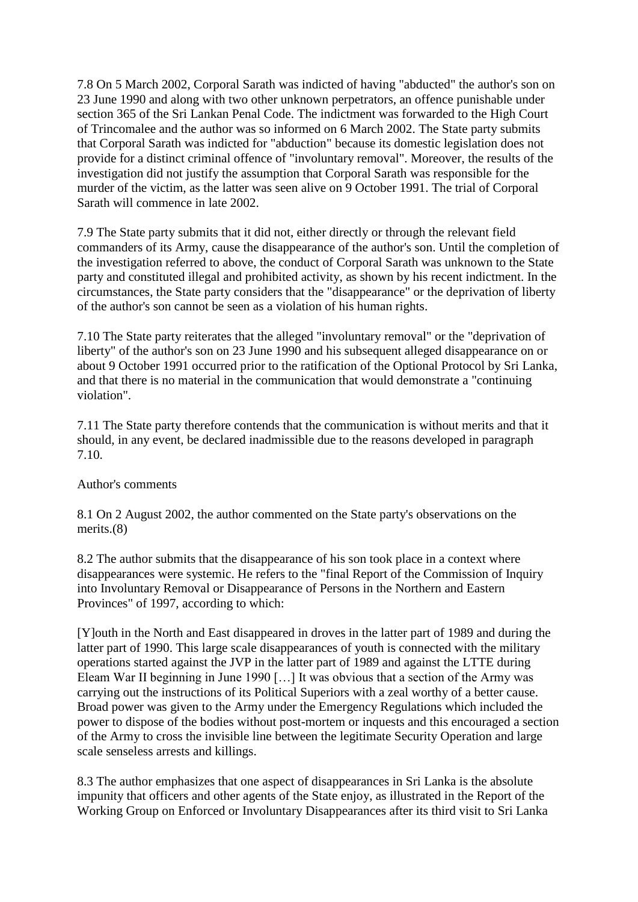7.8 On 5 March 2002, Corporal Sarath was indicted of having "abducted" the author's son on 23 June 1990 and along with two other unknown perpetrators, an offence punishable under section 365 of the Sri Lankan Penal Code. The indictment was forwarded to the High Court of Trincomalee and the author was so informed on 6 March 2002. The State party submits that Corporal Sarath was indicted for "abduction" because its domestic legislation does not provide for a distinct criminal offence of "involuntary removal". Moreover, the results of the investigation did not justify the assumption that Corporal Sarath was responsible for the murder of the victim, as the latter was seen alive on 9 October 1991. The trial of Corporal Sarath will commence in late 2002.

7.9 The State party submits that it did not, either directly or through the relevant field commanders of its Army, cause the disappearance of the author's son. Until the completion of the investigation referred to above, the conduct of Corporal Sarath was unknown to the State party and constituted illegal and prohibited activity, as shown by his recent indictment. In the circumstances, the State party considers that the "disappearance" or the deprivation of liberty of the author's son cannot be seen as a violation of his human rights.

7.10 The State party reiterates that the alleged "involuntary removal" or the "deprivation of liberty" of the author's son on 23 June 1990 and his subsequent alleged disappearance on or about 9 October 1991 occurred prior to the ratification of the Optional Protocol by Sri Lanka, and that there is no material in the communication that would demonstrate a "continuing violation".

7.11 The State party therefore contends that the communication is without merits and that it should, in any event, be declared inadmissible due to the reasons developed in paragraph 7.10.

Author's comments

8.1 On 2 August 2002, the author commented on the State party's observations on the merits.(8)

8.2 The author submits that the disappearance of his son took place in a context where disappearances were systemic. He refers to the "final Report of the Commission of Inquiry into Involuntary Removal or Disappearance of Persons in the Northern and Eastern Provinces" of 1997, according to which:

[Y]outh in the North and East disappeared in droves in the latter part of 1989 and during the latter part of 1990. This large scale disappearances of youth is connected with the military operations started against the JVP in the latter part of 1989 and against the LTTE during Eleam War II beginning in June 1990 […] It was obvious that a section of the Army was carrying out the instructions of its Political Superiors with a zeal worthy of a better cause. Broad power was given to the Army under the Emergency Regulations which included the power to dispose of the bodies without post-mortem or inquests and this encouraged a section of the Army to cross the invisible line between the legitimate Security Operation and large scale senseless arrests and killings.

8.3 The author emphasizes that one aspect of disappearances in Sri Lanka is the absolute impunity that officers and other agents of the State enjoy, as illustrated in the Report of the Working Group on Enforced or Involuntary Disappearances after its third visit to Sri Lanka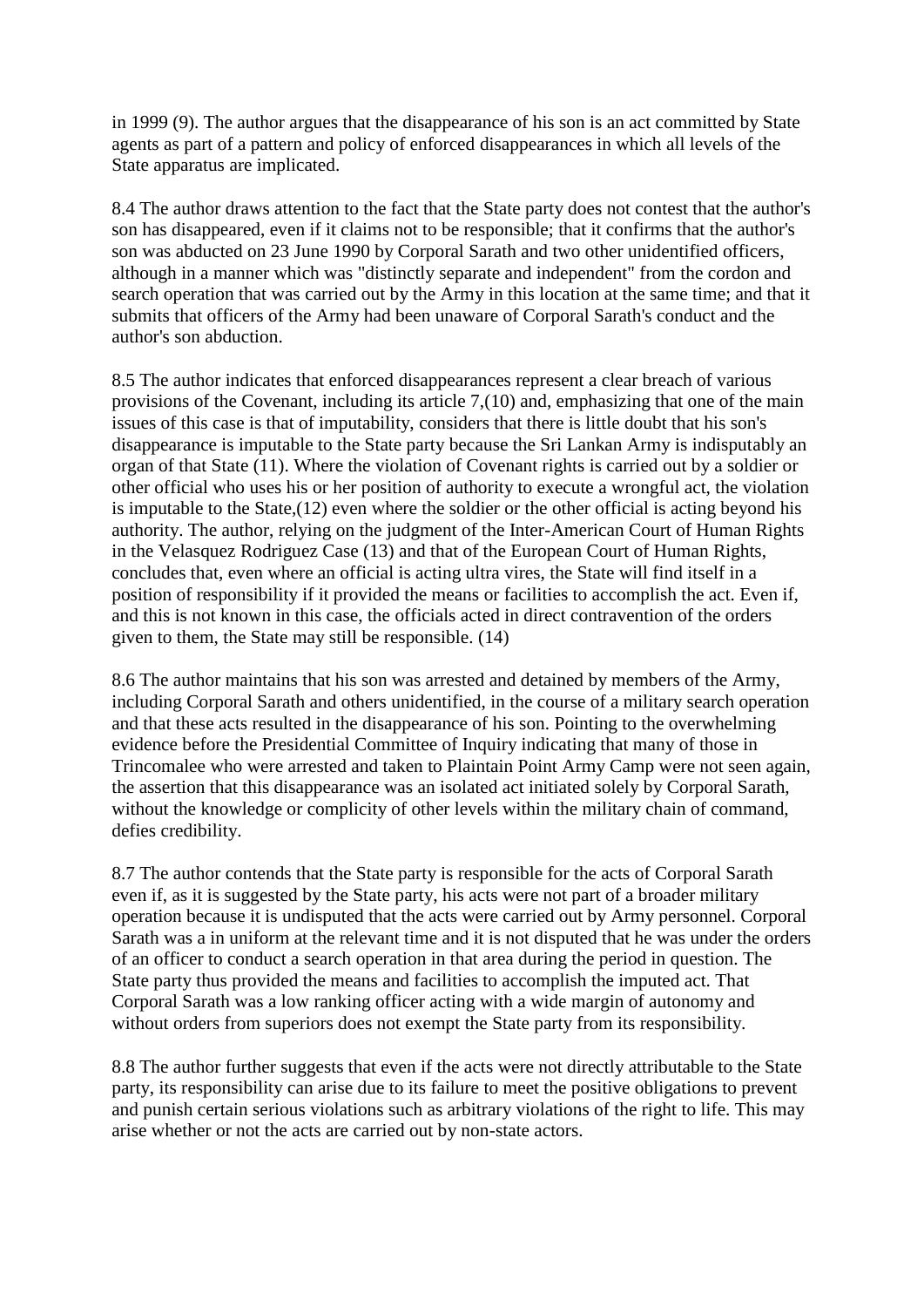in 1999 (9). The author argues that the disappearance of his son is an act committed by State agents as part of a pattern and policy of enforced disappearances in which all levels of the State apparatus are implicated.

8.4 The author draws attention to the fact that the State party does not contest that the author's son has disappeared, even if it claims not to be responsible; that it confirms that the author's son was abducted on 23 June 1990 by Corporal Sarath and two other unidentified officers, although in a manner which was "distinctly separate and independent" from the cordon and search operation that was carried out by the Army in this location at the same time; and that it submits that officers of the Army had been unaware of Corporal Sarath's conduct and the author's son abduction.

8.5 The author indicates that enforced disappearances represent a clear breach of various provisions of the Covenant, including its article 7,(10) and, emphasizing that one of the main issues of this case is that of imputability, considers that there is little doubt that his son's disappearance is imputable to the State party because the Sri Lankan Army is indisputably an organ of that State (11). Where the violation of Covenant rights is carried out by a soldier or other official who uses his or her position of authority to execute a wrongful act, the violation is imputable to the State,(12) even where the soldier or the other official is acting beyond his authority. The author, relying on the judgment of the Inter-American Court of Human Rights in the Velasquez Rodriguez Case (13) and that of the European Court of Human Rights, concludes that, even where an official is acting ultra vires, the State will find itself in a position of responsibility if it provided the means or facilities to accomplish the act. Even if, and this is not known in this case, the officials acted in direct contravention of the orders given to them, the State may still be responsible. (14)

8.6 The author maintains that his son was arrested and detained by members of the Army, including Corporal Sarath and others unidentified, in the course of a military search operation and that these acts resulted in the disappearance of his son. Pointing to the overwhelming evidence before the Presidential Committee of Inquiry indicating that many of those in Trincomalee who were arrested and taken to Plaintain Point Army Camp were not seen again, the assertion that this disappearance was an isolated act initiated solely by Corporal Sarath, without the knowledge or complicity of other levels within the military chain of command, defies credibility.

8.7 The author contends that the State party is responsible for the acts of Corporal Sarath even if, as it is suggested by the State party, his acts were not part of a broader military operation because it is undisputed that the acts were carried out by Army personnel. Corporal Sarath was a in uniform at the relevant time and it is not disputed that he was under the orders of an officer to conduct a search operation in that area during the period in question. The State party thus provided the means and facilities to accomplish the imputed act. That Corporal Sarath was a low ranking officer acting with a wide margin of autonomy and without orders from superiors does not exempt the State party from its responsibility.

8.8 The author further suggests that even if the acts were not directly attributable to the State party, its responsibility can arise due to its failure to meet the positive obligations to prevent and punish certain serious violations such as arbitrary violations of the right to life. This may arise whether or not the acts are carried out by non-state actors.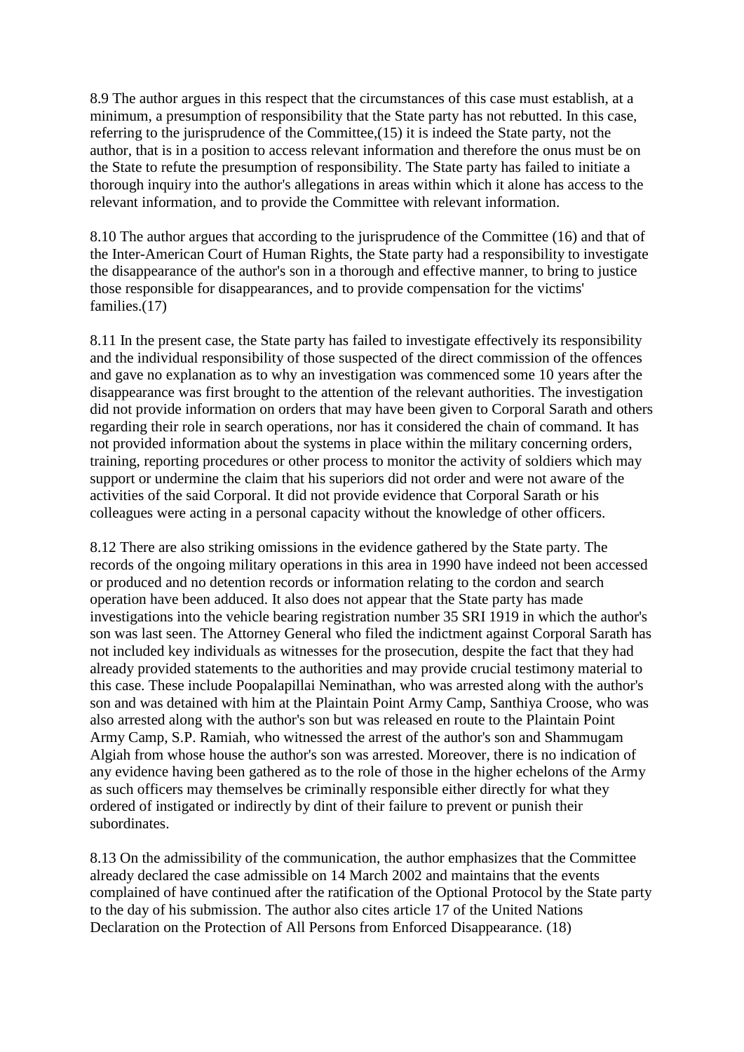8.9 The author argues in this respect that the circumstances of this case must establish, at a minimum, a presumption of responsibility that the State party has not rebutted. In this case, referring to the jurisprudence of the Committee,(15) it is indeed the State party, not the author, that is in a position to access relevant information and therefore the onus must be on the State to refute the presumption of responsibility. The State party has failed to initiate a thorough inquiry into the author's allegations in areas within which it alone has access to the relevant information, and to provide the Committee with relevant information.

8.10 The author argues that according to the jurisprudence of the Committee (16) and that of the Inter-American Court of Human Rights, the State party had a responsibility to investigate the disappearance of the author's son in a thorough and effective manner, to bring to justice those responsible for disappearances, and to provide compensation for the victims' families.(17)

8.11 In the present case, the State party has failed to investigate effectively its responsibility and the individual responsibility of those suspected of the direct commission of the offences and gave no explanation as to why an investigation was commenced some 10 years after the disappearance was first brought to the attention of the relevant authorities. The investigation did not provide information on orders that may have been given to Corporal Sarath and others regarding their role in search operations, nor has it considered the chain of command. It has not provided information about the systems in place within the military concerning orders, training, reporting procedures or other process to monitor the activity of soldiers which may support or undermine the claim that his superiors did not order and were not aware of the activities of the said Corporal. It did not provide evidence that Corporal Sarath or his colleagues were acting in a personal capacity without the knowledge of other officers.

8.12 There are also striking omissions in the evidence gathered by the State party. The records of the ongoing military operations in this area in 1990 have indeed not been accessed or produced and no detention records or information relating to the cordon and search operation have been adduced. It also does not appear that the State party has made investigations into the vehicle bearing registration number 35 SRI 1919 in which the author's son was last seen. The Attorney General who filed the indictment against Corporal Sarath has not included key individuals as witnesses for the prosecution, despite the fact that they had already provided statements to the authorities and may provide crucial testimony material to this case. These include Poopalapillai Neminathan, who was arrested along with the author's son and was detained with him at the Plaintain Point Army Camp, Santhiya Croose, who was also arrested along with the author's son but was released en route to the Plaintain Point Army Camp, S.P. Ramiah, who witnessed the arrest of the author's son and Shammugam Algiah from whose house the author's son was arrested. Moreover, there is no indication of any evidence having been gathered as to the role of those in the higher echelons of the Army as such officers may themselves be criminally responsible either directly for what they ordered of instigated or indirectly by dint of their failure to prevent or punish their subordinates.

8.13 On the admissibility of the communication, the author emphasizes that the Committee already declared the case admissible on 14 March 2002 and maintains that the events complained of have continued after the ratification of the Optional Protocol by the State party to the day of his submission. The author also cites article 17 of the United Nations Declaration on the Protection of All Persons from Enforced Disappearance. (18)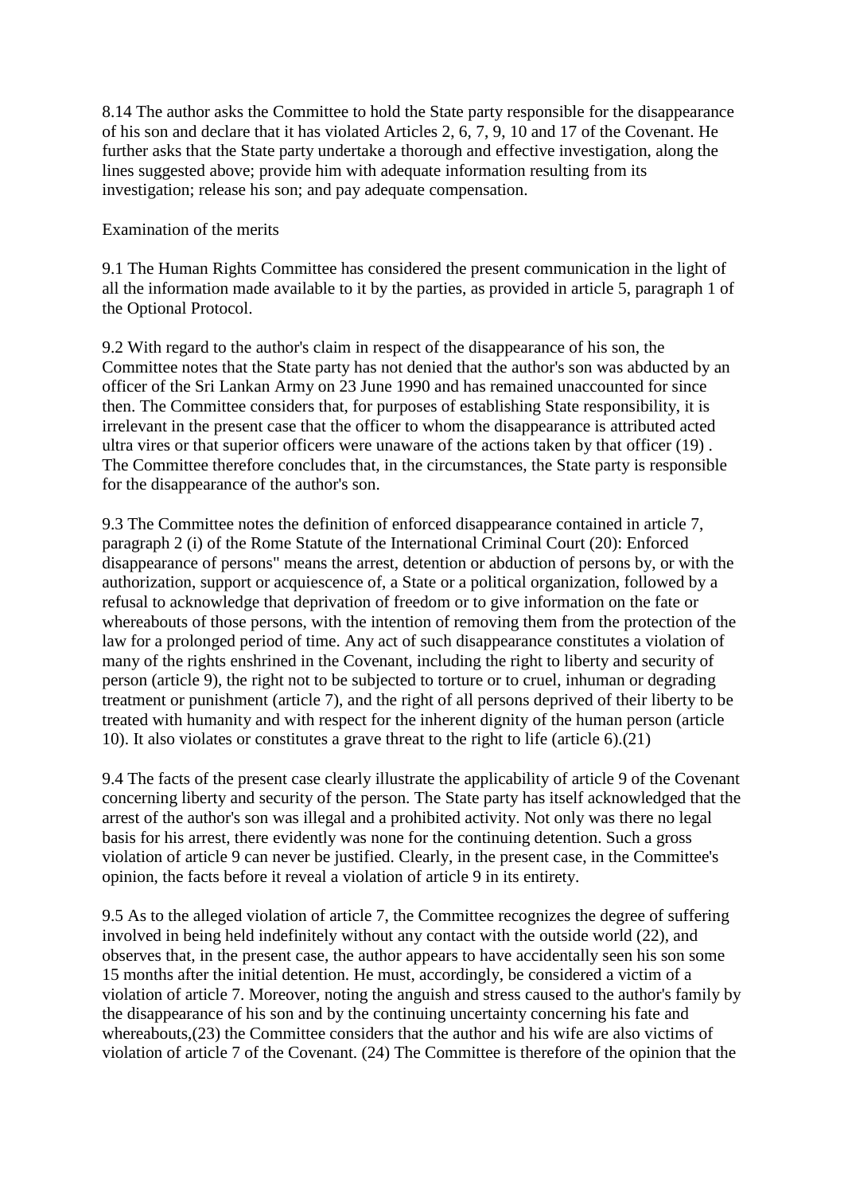8.14 The author asks the Committee to hold the State party responsible for the disappearance of his son and declare that it has violated Articles 2, 6, 7, 9, 10 and 17 of the Covenant. He further asks that the State party undertake a thorough and effective investigation, along the lines suggested above; provide him with adequate information resulting from its investigation; release his son; and pay adequate compensation.

Examination of the merits

9.1 The Human Rights Committee has considered the present communication in the light of all the information made available to it by the parties, as provided in article 5, paragraph 1 of the Optional Protocol.

9.2 With regard to the author's claim in respect of the disappearance of his son, the Committee notes that the State party has not denied that the author's son was abducted by an officer of the Sri Lankan Army on 23 June 1990 and has remained unaccounted for since then. The Committee considers that, for purposes of establishing State responsibility, it is irrelevant in the present case that the officer to whom the disappearance is attributed acted ultra vires or that superior officers were unaware of the actions taken by that officer (19) . The Committee therefore concludes that, in the circumstances, the State party is responsible for the disappearance of the author's son.

9.3 The Committee notes the definition of enforced disappearance contained in article 7, paragraph 2 (i) of the Rome Statute of the International Criminal Court (20): Enforced disappearance of persons" means the arrest, detention or abduction of persons by, or with the authorization, support or acquiescence of, a State or a political organization, followed by a refusal to acknowledge that deprivation of freedom or to give information on the fate or whereabouts of those persons, with the intention of removing them from the protection of the law for a prolonged period of time. Any act of such disappearance constitutes a violation of many of the rights enshrined in the Covenant, including the right to liberty and security of person (article 9), the right not to be subjected to torture or to cruel, inhuman or degrading treatment or punishment (article 7), and the right of all persons deprived of their liberty to be treated with humanity and with respect for the inherent dignity of the human person (article 10). It also violates or constitutes a grave threat to the right to life (article 6).(21)

9.4 The facts of the present case clearly illustrate the applicability of article 9 of the Covenant concerning liberty and security of the person. The State party has itself acknowledged that the arrest of the author's son was illegal and a prohibited activity. Not only was there no legal basis for his arrest, there evidently was none for the continuing detention. Such a gross violation of article 9 can never be justified. Clearly, in the present case, in the Committee's opinion, the facts before it reveal a violation of article 9 in its entirety.

9.5 As to the alleged violation of article 7, the Committee recognizes the degree of suffering involved in being held indefinitely without any contact with the outside world (22), and observes that, in the present case, the author appears to have accidentally seen his son some 15 months after the initial detention. He must, accordingly, be considered a victim of a violation of article 7. Moreover, noting the anguish and stress caused to the author's family by the disappearance of his son and by the continuing uncertainty concerning his fate and whereabouts,(23) the Committee considers that the author and his wife are also victims of violation of article 7 of the Covenant. (24) The Committee is therefore of the opinion that the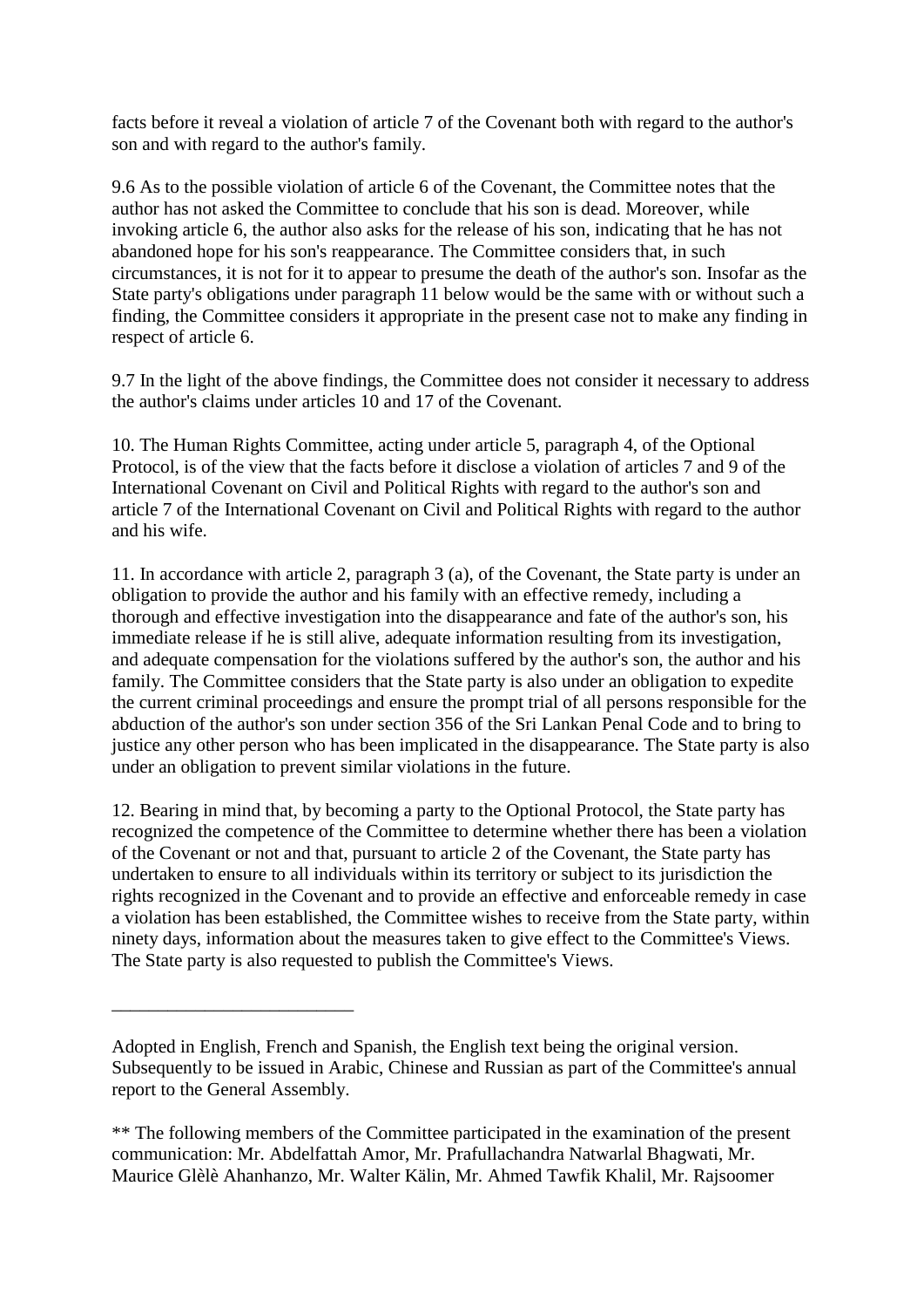facts before it reveal a violation of article 7 of the Covenant both with regard to the author's son and with regard to the author's family.

9.6 As to the possible violation of article 6 of the Covenant, the Committee notes that the author has not asked the Committee to conclude that his son is dead. Moreover, while invoking article 6, the author also asks for the release of his son, indicating that he has not abandoned hope for his son's reappearance. The Committee considers that, in such circumstances, it is not for it to appear to presume the death of the author's son. Insofar as the State party's obligations under paragraph 11 below would be the same with or without such a finding, the Committee considers it appropriate in the present case not to make any finding in respect of article 6.

9.7 In the light of the above findings, the Committee does not consider it necessary to address the author's claims under articles 10 and 17 of the Covenant.

10. The Human Rights Committee, acting under article 5, paragraph 4, of the Optional Protocol, is of the view that the facts before it disclose a violation of articles 7 and 9 of the International Covenant on Civil and Political Rights with regard to the author's son and article 7 of the International Covenant on Civil and Political Rights with regard to the author and his wife.

11. In accordance with article 2, paragraph 3 (a), of the Covenant, the State party is under an obligation to provide the author and his family with an effective remedy, including a thorough and effective investigation into the disappearance and fate of the author's son, his immediate release if he is still alive, adequate information resulting from its investigation, and adequate compensation for the violations suffered by the author's son, the author and his family. The Committee considers that the State party is also under an obligation to expedite the current criminal proceedings and ensure the prompt trial of all persons responsible for the abduction of the author's son under section 356 of the Sri Lankan Penal Code and to bring to justice any other person who has been implicated in the disappearance. The State party is also under an obligation to prevent similar violations in the future.

12. Bearing in mind that, by becoming a party to the Optional Protocol, the State party has recognized the competence of the Committee to determine whether there has been a violation of the Covenant or not and that, pursuant to article 2 of the Covenant, the State party has undertaken to ensure to all individuals within its territory or subject to its jurisdiction the rights recognized in the Covenant and to provide an effective and enforceable remedy in case a violation has been established, the Committee wishes to receive from the State party, within ninety days, information about the measures taken to give effect to the Committee's Views. The State party is also requested to publish the Committee's Views.

---

Adopted in English, French and Spanish, the English text being the original version. Subsequently to be issued in Arabic, Chinese and Russian as part of the Committee's annual report to the General Assembly.

** The following members of the Committee participated in the examination of the present communication: Mr. Abdelfattah Amor, Mr. Prafullachandra Natwarlal Bhagwati, Mr. Maurice Glèlè Ahanhanzo, Mr. Walter Kälin, Mr. Ahmed Tawfik Khalil, Mr. Rajsoomer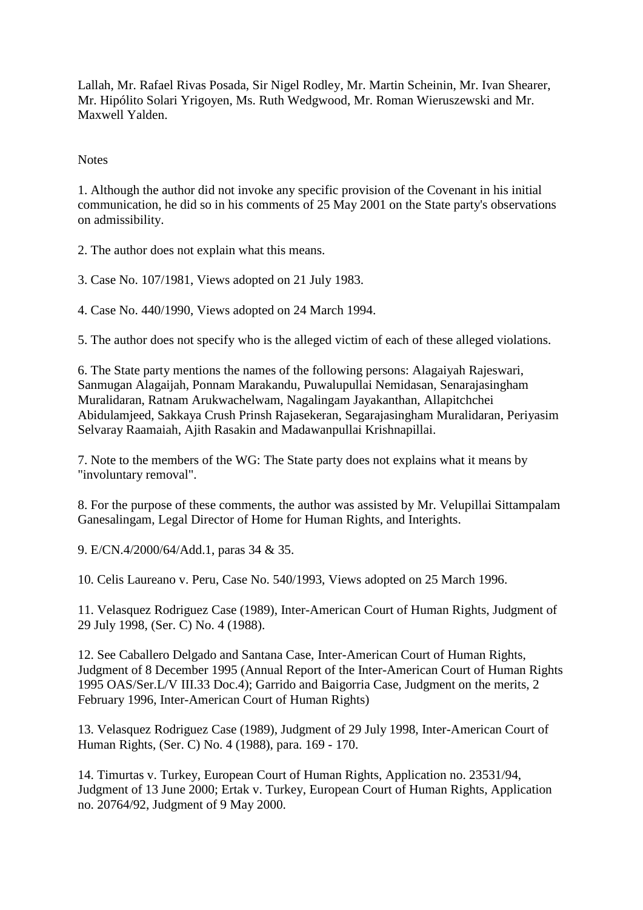Lallah, Mr. Rafael Rivas Posada, Sir Nigel Rodley, Mr. Martin Scheinin, Mr. Ivan Shearer, Mr. Hipólito Solari Yrigoyen, Ms. Ruth Wedgwood, Mr. Roman Wieruszewski and Mr. Maxwell Yalden.

Notes

1. Although the author did not invoke any specific provision of the Covenant in his initial communication, he did so in his comments of 25 May 2001 on the State party's observations on admissibility.

2. The author does not explain what this means.

3. Case No. 107/1981, Views adopted on 21 July 1983.

4. Case No. 440/1990, Views adopted on 24 March 1994.

5. The author does not specify who is the alleged victim of each of these alleged violations.

6. The State party mentions the names of the following persons: Alagaiyah Rajeswari, Sanmugan Alagaijah, Ponnam Marakandu, Puwalupullai Nemidasan, Senarajasingham Muralidaran, Ratnam Arukwachelwam, Nagalingam Jayakanthan, Allapitchchei Abidulamjeed, Sakkaya Crush Prinsh Rajasekeran, Segarajasingham Muralidaran, Periyasim Selvaray Raamaiah, Ajith Rasakin and Madawanpullai Krishnapillai.

7. Note to the members of the WG: The State party does not explains what it means by "involuntary removal".

8. For the purpose of these comments, the author was assisted by Mr. Velupillai Sittampalam Ganesalingam, Legal Director of Home for Human Rights, and Interights.

9. E/CN.4/2000/64/Add.1, paras 34 & 35.

10. Celis Laureano v. Peru, Case No. 540/1993, Views adopted on 25 March 1996.

11. Velasquez Rodriguez Case (1989), Inter-American Court of Human Rights, Judgment of 29 July 1998, (Ser. C) No. 4 (1988).

12. See Caballero Delgado and Santana Case, Inter-American Court of Human Rights, Judgment of 8 December 1995 (Annual Report of the Inter-American Court of Human Rights 1995 OAS/Ser.L/V III.33 Doc.4); Garrido and Baigorria Case, Judgment on the merits, 2 February 1996, Inter-American Court of Human Rights)

13. Velasquez Rodriguez Case (1989), Judgment of 29 July 1998, Inter-American Court of Human Rights, (Ser. C) No. 4 (1988), para. 169 - 170.

14. Timurtas v. Turkey, European Court of Human Rights, Application no. 23531/94, Judgment of 13 June 2000; Ertak v. Turkey, European Court of Human Rights, Application no. 20764/92, Judgment of 9 May 2000.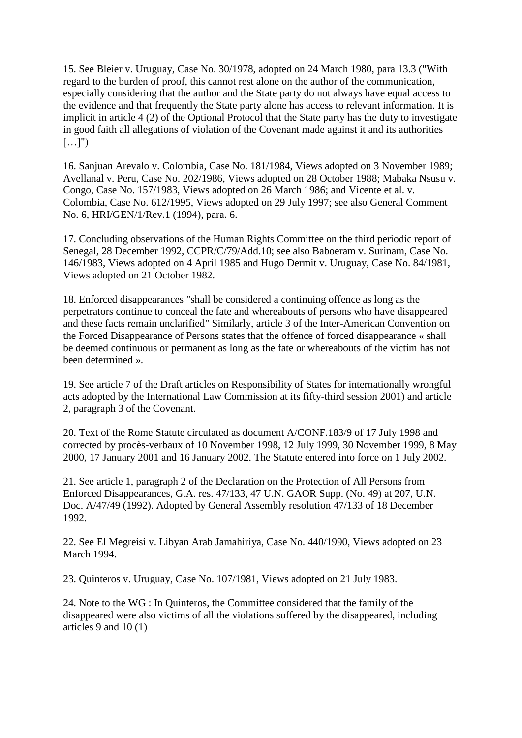15. See Bleier v. Uruguay, Case No. 30/1978, adopted on 24 March 1980, para 13.3 ("With regard to the burden of proof, this cannot rest alone on the author of the communication, especially considering that the author and the State party do not always have equal access to the evidence and that frequently the State party alone has access to relevant information. It is implicit in article 4 (2) of the Optional Protocol that the State party has the duty to investigate in good faith all allegations of violation of the Covenant made against it and its authorities […]")

16. Sanjuan Arevalo v. Colombia, Case No. 181/1984, Views adopted on 3 November 1989; Avellanal v. Peru, Case No. 202/1986, Views adopted on 28 October 1988; Mabaka Nsusu v. Congo, Case No. 157/1983, Views adopted on 26 March 1986; and Vicente et al. v. Colombia, Case No. 612/1995, Views adopted on 29 July 1997; see also General Comment No. 6, HRI/GEN/1/Rev.1 (1994), para. 6.

17. Concluding observations of the Human Rights Committee on the third periodic report of Senegal, 28 December 1992, CCPR/C/79/Add.10; see also Baboeram v. Surinam, Case No. 146/1983, Views adopted on 4 April 1985 and Hugo Dermit v. Uruguay, Case No. 84/1981, Views adopted on 21 October 1982.

18. Enforced disappearances "shall be considered a continuing offence as long as the perpetrators continue to conceal the fate and whereabouts of persons who have disappeared and these facts remain unclarified" Similarly, article 3 of the Inter-American Convention on the Forced Disappearance of Persons states that the offence of forced disappearance « shall be deemed continuous or permanent as long as the fate or whereabouts of the victim has not been determined ».

19. See article 7 of the Draft articles on Responsibility of States for internationally wrongful acts adopted by the International Law Commission at its fifty-third session 2001) and article 2, paragraph 3 of the Covenant.

20. Text of the Rome Statute circulated as document A/CONF.183/9 of 17 July 1998 and corrected by procès-verbaux of 10 November 1998, 12 July 1999, 30 November 1999, 8 May 2000, 17 January 2001 and 16 January 2002. The Statute entered into force on 1 July 2002.

21. See article 1, paragraph 2 of the Declaration on the Protection of All Persons from Enforced Disappearances, G.A. res. 47/133, 47 U.N. GAOR Supp. (No. 49) at 207, U.N. Doc. A/47/49 (1992). Adopted by General Assembly resolution 47/133 of 18 December 1992.

22. See El Megreisi v. Libyan Arab Jamahiriya, Case No. 440/1990, Views adopted on 23 March 1994.

23. Quinteros v. Uruguay, Case No. 107/1981, Views adopted on 21 July 1983.

24. Note to the WG : In Quinteros, the Committee considered that the family of the disappeared were also victims of all the violations suffered by the disappeared, including articles 9 and 10 (1)